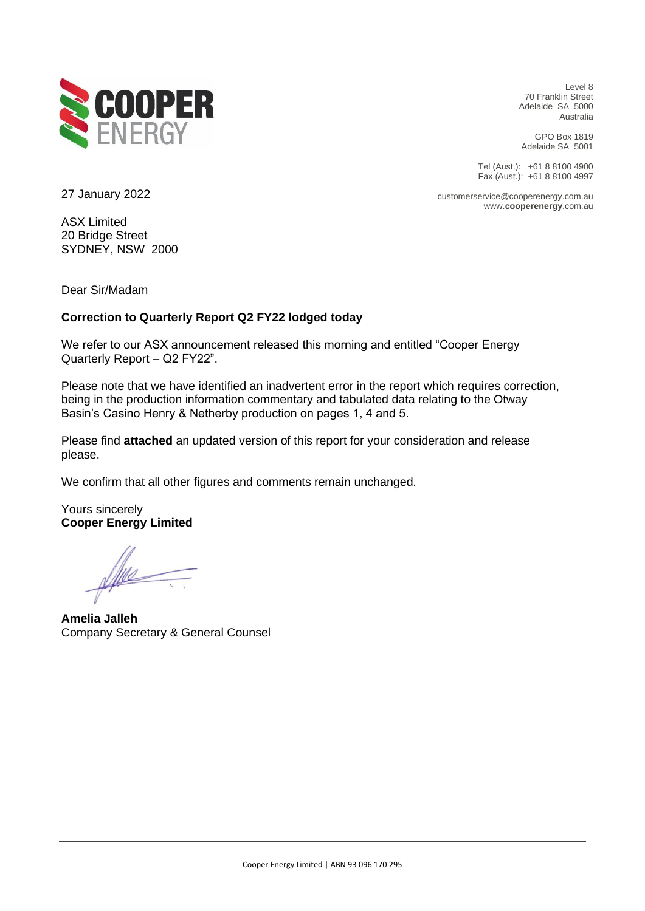Level 8
70 Franklin Street
Adelaide SA 5000
Australia

GPO Box 1819
Adelaide SA 5001

Tel (Aust.): +61 8 8100 4900
Fax (Aust.): +61 8 8100 4997

customerservice@cooperenergy.com.au
www.**cooperenergy**.com.au

27 January 2022

ASX Limited
20 Bridge Street
SYDNEY, NSW 2000

Dear Sir/Madam

**Correction to Quarterly Report Q2 FY22 lodged today**

We refer to our ASX announcement released this morning and entitled "Cooper Energy Quarterly Report – Q2 FY22".

Please note that we have identified an inadvertent error in the report which requires correction, being in the production information commentary and tabulated data relating to the Otway Basin's Casino Henry & Netherby production on pages 1, 4 and 5.

Please find **attached** an updated version of this report for your consideration and release please.

We confirm that all other figures and comments remain unchanged.

Yours sincerely
**Cooper Energy Limited**

**Amelia Jalleh**
Company Secretary & General Counsel

Cooper Energy Limited | ABN 93 096 170 295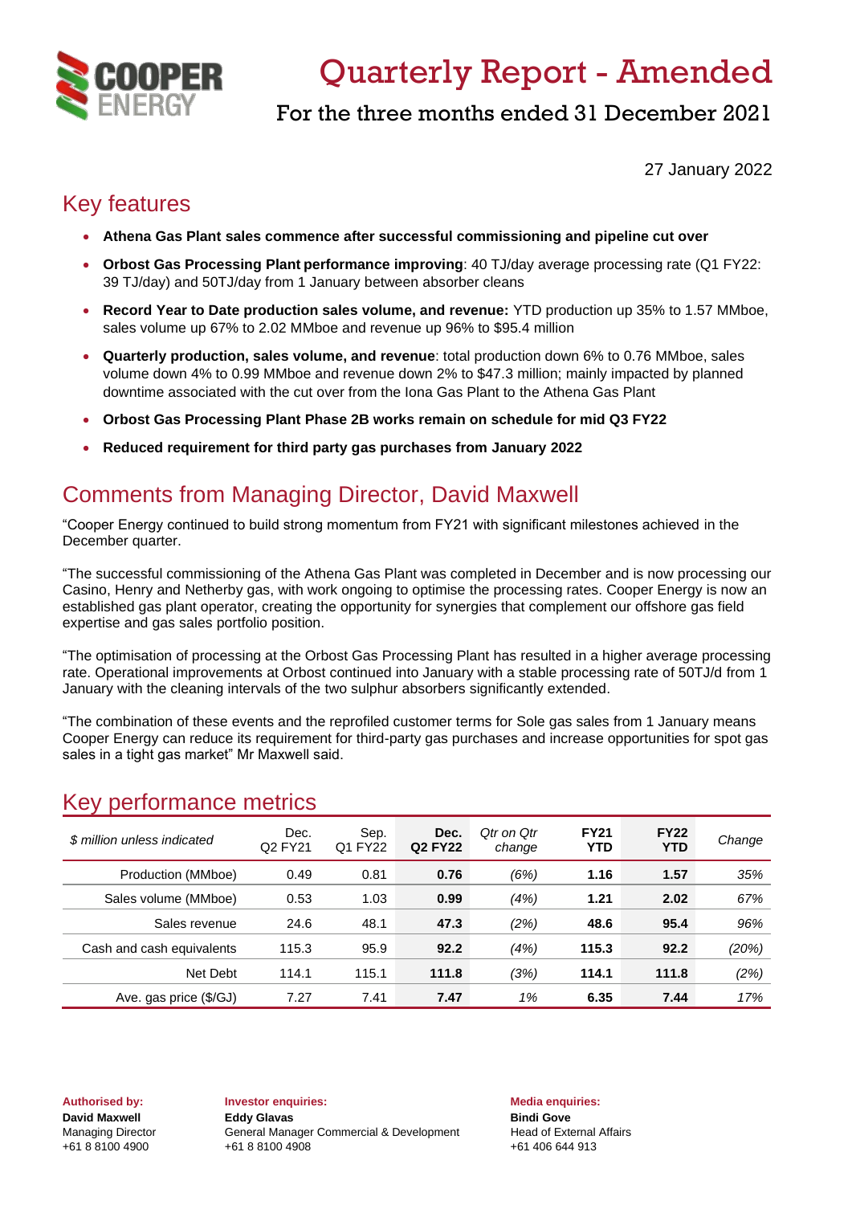# Quarterly Report - Amended

## For the three months ended 31 December 2021

27 January 2022

## Key features

- **Athena Gas Plant sales commence after successful commissioning and pipeline cut over**
- **Orbost Gas Processing Plant performance improving**: 40 TJ/day average processing rate (Q1 FY22: 39 TJ/day) and 50TJ/day from 1 January between absorber cleans
- **Record Year to Date production sales volume, and revenue:** YTD production up 35% to 1.57 MMboe, sales volume up 67% to 2.02 MMboe and revenue up 96% to $95.4 million
- **Quarterly production, sales volume, and revenue**: total production down 6% to 0.76 MMboe, sales volume down 4% to 0.99 MMboe and revenue down 2% to $47.3 million; mainly impacted by planned downtime associated with the cut over from the Iona Gas Plant to the Athena Gas Plant
- **Orbost Gas Processing Plant Phase 2B works remain on schedule for mid Q3 FY22**
- **Reduced requirement for third party gas purchases from January 2022**

## Comments from Managing Director, David Maxwell

"Cooper Energy continued to build strong momentum from FY21 with significant milestones achieved in the December quarter.

"The successful commissioning of the Athena Gas Plant was completed in December and is now processing our Casino, Henry and Netherby gas, with work ongoing to optimise the processing rates. Cooper Energy is now an established gas plant operator, creating the opportunity for synergies that complement our offshore gas field expertise and gas sales portfolio position.

"The optimisation of processing at the Orbost Gas Processing Plant has resulted in a higher average processing rate. Operational improvements at Orbost continued into January with a stable processing rate of 50TJ/d from 1 January with the cleaning intervals of the two sulphur absorbers significantly extended.

"The combination of these events and the reprofiled customer terms for Sole gas sales from 1 January means Cooper Energy can reduce its requirement for third-party gas purchases and increase opportunities for spot gas sales in a tight gas market" Mr Maxwell said.

## Key performance metrics

| *$ million unless indicated* | Dec. Q2 FY21 | Sep. Q1 FY22 | **Dec. Q2 FY22** | *Qtr on Qtr change* | **FY21 YTD** | **FY22 YTD** | *Change* |
|---|---|---|---|---|---|---|---|
| Production (MMboe) | 0.49 | 0.81 | **0.76** | *(6%)* | **1.16** | **1.57** | *35%* |
| Sales volume (MMboe) | 0.53 | 1.03 | **0.99** | *(4%)* | **1.21** | **2.02** | *67%* |
| Sales revenue | 24.6 | 48.1 | **47.3** | *(2%)* | **48.6** | **95.4** | *96%* |
| Cash and cash equivalents | 115.3 | 95.9 | **92.2** | *(4%)* | **115.3** | **92.2** | *(20%)* |
| Net Debt | 114.1 | 115.1 | **111.8** | *(3%)* | **114.1** | **111.8** | *(2%)* |
| Ave. gas price ($/GJ) | 7.27 | 7.41 | **7.47** | *1%* | **6.35** | **7.44** | *17%* |

**Authorised by:**
**David Maxwell**
Managing Director
+61 8 8100 4900

**Investor enquiries:**
**Eddy Glavas**
General Manager Commercial & Development
+61 8 8100 4908

**Media enquiries:**
**Bindi Gove**
Head of External Affairs
+61 406 644 913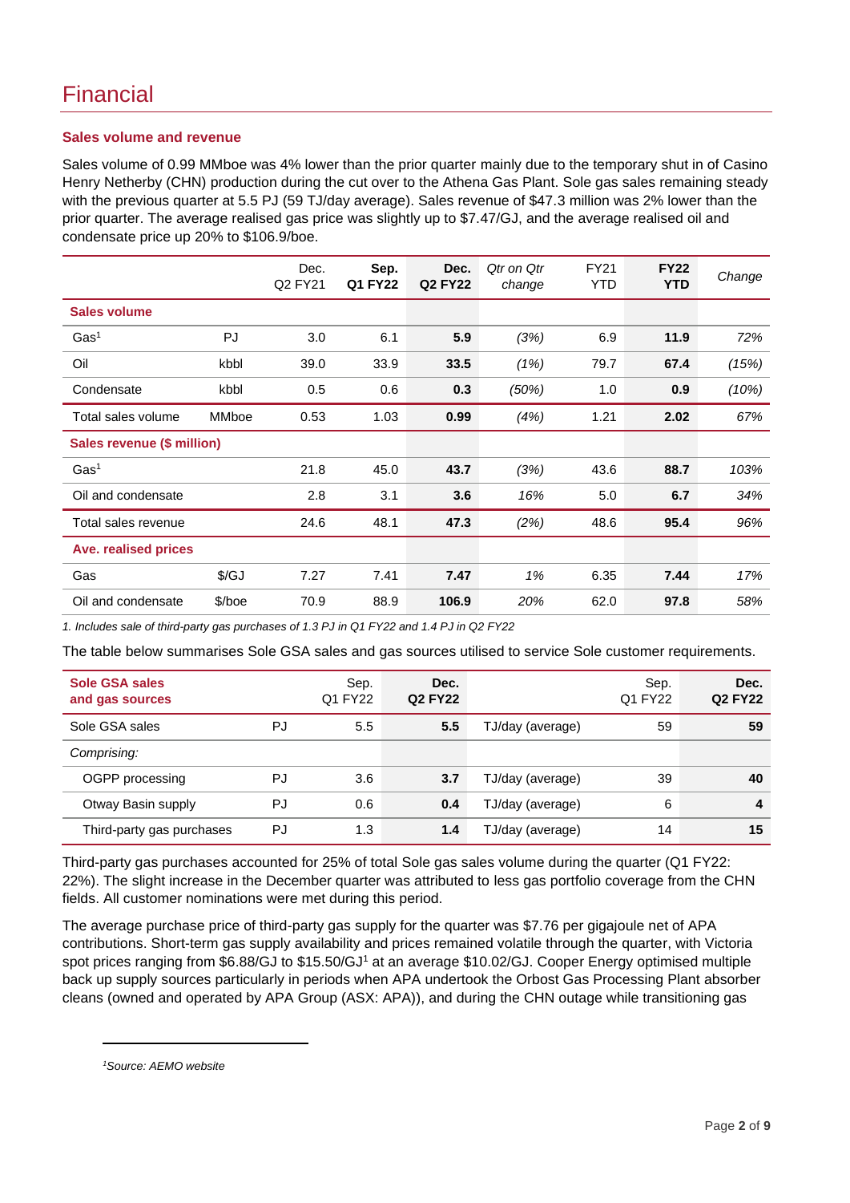# Financial

### Sales volume and revenue

Sales volume of 0.99 MMboe was 4% lower than the prior quarter mainly due to the temporary shut in of Casino Henry Netherby (CHN) production during the cut over to the Athena Gas Plant. Sole gas sales remaining steady with the previous quarter at 5.5 PJ (59 TJ/day average). Sales revenue of $47.3 million was 2% lower than the prior quarter. The average realised gas price was slightly up to $7.47/GJ, and the average realised oil and condensate price up 20% to $106.9/boe.

| | | Dec. Q2 FY21 | **Sep. Q1 FY22** | **Dec. Q2 FY22** | *Qtr on Qtr change* | FY21 YTD | **FY22 YTD** | *Change* |
|---|---|---|---|---|---|---|---|---|
| **Sales volume** | | | | | | | | |
| Gas[1] | PJ | 3.0 | 6.1 | **5.9** | *(3%)* | 6.9 | **11.9** | *72%* |
| Oil | kbbl | 39.0 | 33.9 | **33.5** | *(1%)* | 79.7 | **67.4** | *(15%)* |
| Condensate | kbbl | 0.5 | 0.6 | **0.3** | *(50%)* | 1.0 | **0.9** | *(10%)* |
| Total sales volume | MMboe | 0.53 | 1.03 | **0.99** | *(4%)* | 1.21 | **2.02** | *67%* |
| **Sales revenue ($ million)** | | | | | | | | |
| Gas[1] | | 21.8 | 45.0 | **43.7** | *(3%)* | 43.6 | **88.7** | *103%* |
| Oil and condensate | | 2.8 | 3.1 | **3.6** | *16%* | 5.0 | **6.7** | *34%* |
| Total sales revenue | | 24.6 | 48.1 | **47.3** | *(2%)* | 48.6 | **95.4** | *96%* |
| **Ave. realised prices** | | | | | | | | |
| Gas | $/GJ | 7.27 | 7.41 | **7.47** | *1%* | 6.35 | **7.44** | *17%* |
| Oil and condensate | $/boe | 70.9 | 88.9 | **106.9** | *20%* | 62.0 | **97.8** | *58%* |

*1. Includes sale of third-party gas purchases of 1.3 PJ in Q1 FY22 and 1.4 PJ in Q2 FY22*

The table below summarises Sole GSA sales and gas sources utilised to service Sole customer requirements.

| **Sole GSA sales and gas sources** | | Sep. Q1 FY22 | **Dec. Q2 FY22** | | Sep. Q1 FY22 | **Dec. Q2 FY22** |
|---|---|---|---|---|---|---|
| Sole GSA sales | PJ | 5.5 | **5.5** | TJ/day (average) | 59 | **59** |
| *Comprising:* | | | | | | |
| OGPP processing | PJ | 3.6 | **3.7** | TJ/day (average) | 39 | **40** |
| Otway Basin supply | PJ | 0.6 | **0.4** | TJ/day (average) | 6 | **4** |
| Third-party gas purchases | PJ | 1.3 | **1.4** | TJ/day (average) | 14 | **15** |

Third-party gas purchases accounted for 25% of total Sole gas sales volume during the quarter (Q1 FY22: 22%). The slight increase in the December quarter was attributed to less gas portfolio coverage from the CHN fields. All customer nominations were met during this period.

The average purchase price of third-party gas supply for the quarter was $7.76 per gigajoule net of APA contributions. Short-term gas supply availability and prices remained volatile through the quarter, with Victoria spot prices ranging from $6.88/GJ to $15.50/GJ[1] at an average $10.02/GJ. Cooper Energy optimised multiple back up supply sources particularly in periods when APA undertook the Orbost Gas Processing Plant absorber cleans (owned and operated by APA Group (ASX: APA)), and during the CHN outage while transitioning gas

*[1]Source: AEMO website*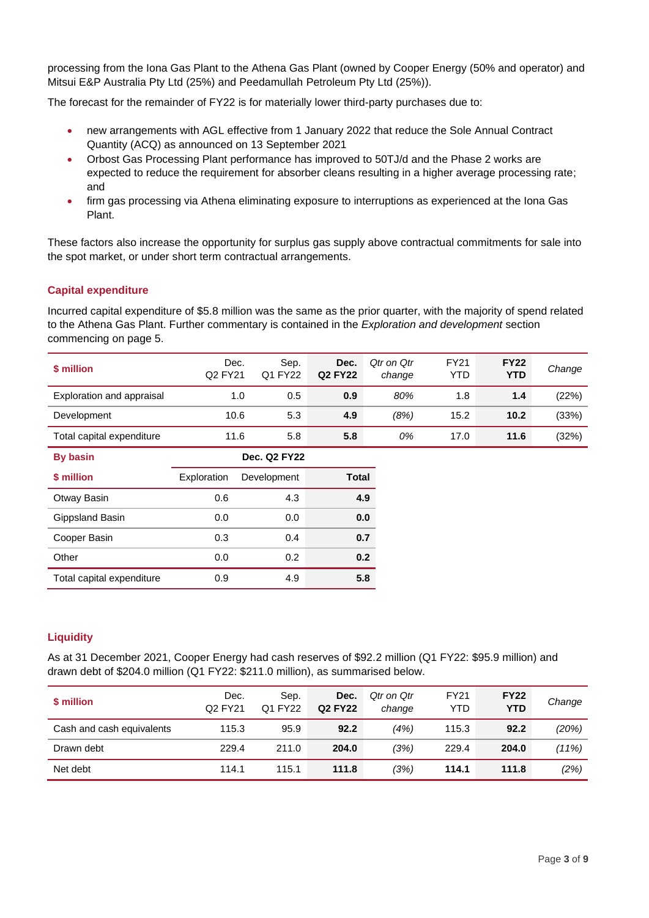processing from the Iona Gas Plant to the Athena Gas Plant (owned by Cooper Energy (50% and operator) and Mitsui E&P Australia Pty Ltd (25%) and Peedamullah Petroleum Pty Ltd (25%)).

The forecast for the remainder of FY22 is for materially lower third-party purchases due to:

- new arrangements with AGL effective from 1 January 2022 that reduce the Sole Annual Contract Quantity (ACQ) as announced on 13 September 2021
- Orbost Gas Processing Plant performance has improved to 50TJ/d and the Phase 2 works are expected to reduce the requirement for absorber cleans resulting in a higher average processing rate; and
- firm gas processing via Athena eliminating exposure to interruptions as experienced at the Iona Gas Plant.

These factors also increase the opportunity for surplus gas supply above contractual commitments for sale into the spot market, or under short term contractual arrangements.

## Capital expenditure

Incurred capital expenditure of $5.8 million was the same as the prior quarter, with the majority of spend related to the Athena Gas Plant. Further commentary is contained in the *Exploration and development* section commencing on page 5.

| $ million | Dec. Q2 FY21 | Sep. Q1 FY22 | **Dec. Q2 FY22** | *Qtr on Qtr change* | FY21 YTD | **FY22 YTD** | *Change* |
|---|---|---|---|---|---|---|---|
| Exploration and appraisal | 1.0 | 0.5 | **0.9** | *80%* | 1.8 | **1.4** | (22%) |
| Development | 10.6 | 5.3 | **4.9** | *(8%)* | 15.2 | **10.2** | (33%) |
| Total capital expenditure | 11.6 | 5.8 | **5.8** | *0%* | 17.0 | **11.6** | (32%) |

| By basin | Dec. Q2 FY22 | | |
|---|---|---|---|
| **$ million** | Exploration | Development | **Total** |
| Otway Basin | 0.6 | 4.3 | **4.9** |
| Gippsland Basin | 0.0 | 0.0 | **0.0** |
| Cooper Basin | 0.3 | 0.4 | **0.7** |
| Other | 0.0 | 0.2 | **0.2** |
| Total capital expenditure | 0.9 | 4.9 | **5.8** |

## Liquidity

As at 31 December 2021, Cooper Energy had cash reserves of $92.2 million (Q1 FY22: $95.9 million) and drawn debt of $204.0 million (Q1 FY22: $211.0 million), as summarised below.

| $ million | Dec. Q2 FY21 | Sep. Q1 FY22 | **Dec. Q2 FY22** | *Qtr on Qtr change* | FY21 YTD | **FY22 YTD** | *Change* |
|---|---|---|---|---|---|---|---|
| Cash and cash equivalents | 115.3 | 95.9 | **92.2** | *(4%)* | 115.3 | **92.2** | *(20%)* |
| Drawn debt | 229.4 | 211.0 | **204.0** | *(3%)* | 229.4 | **204.0** | *(11%)* |
| Net debt | 114.1 | 115.1 | **111.8** | *(3%)* | **114.1** | **111.8** | *(2%)* |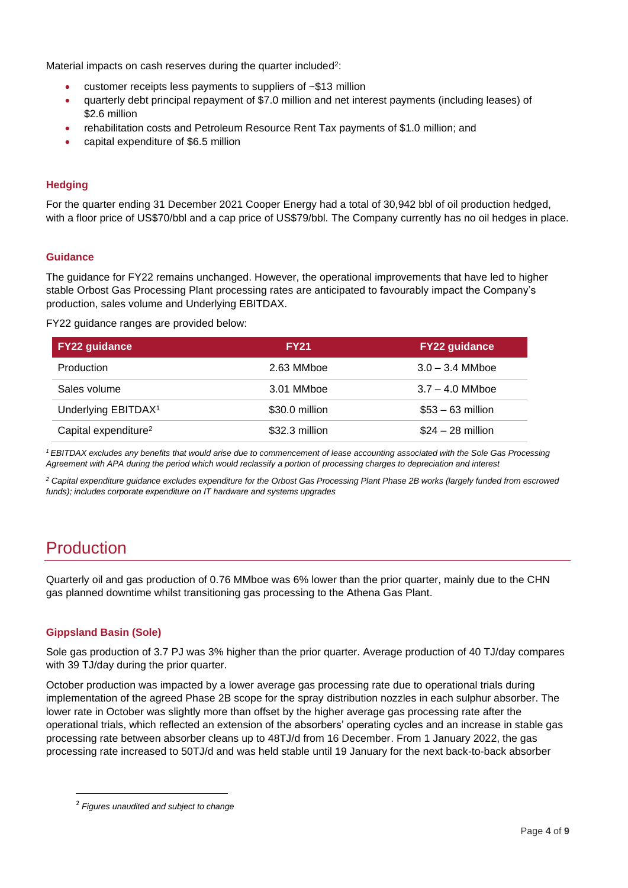Material impacts on cash reserves during the quarter included[2]:

- customer receipts less payments to suppliers of ~$13 million
- quarterly debt principal repayment of $7.0 million and net interest payments (including leases) of $2.6 million
- rehabilitation costs and Petroleum Resource Rent Tax payments of $1.0 million; and
- capital expenditure of $6.5 million

### Hedging

For the quarter ending 31 December 2021 Cooper Energy had a total of 30,942 bbl of oil production hedged, with a floor price of US$70/bbl and a cap price of US$79/bbl. The Company currently has no oil hedges in place.

### Guidance

The guidance for FY22 remains unchanged. However, the operational improvements that have led to higher stable Orbost Gas Processing Plant processing rates are anticipated to favourably impact the Company's production, sales volume and Underlying EBITDAX.

FY22 guidance ranges are provided below:

| FY22 guidance | FY21 | FY22 guidance |
| --- | --- | --- |
| Production | 2.63 MMboe | 3.0 – 3.4 MMboe |
| Sales volume | 3.01 MMboe | 3.7 – 4.0 MMboe |
| Underlying EBITDAX[1] | $30.0 million | $53 – 63 million |
| Capital expenditure[2] | $32.3 million | $24 – 28 million |

*[1] EBITDAX excludes any benefits that would arise due to commencement of lease accounting associated with the Sole Gas Processing Agreement with APA during the period which would reclassify a portion of processing charges to depreciation and interest*

*[2] Capital expenditure guidance excludes expenditure for the Orbost Gas Processing Plant Phase 2B works (largely funded from escrowed funds); includes corporate expenditure on IT hardware and systems upgrades*

## Production

Quarterly oil and gas production of 0.76 MMboe was 6% lower than the prior quarter, mainly due to the CHN gas planned downtime whilst transitioning gas processing to the Athena Gas Plant.

### Gippsland Basin (Sole)

Sole gas production of 3.7 PJ was 3% higher than the prior quarter. Average production of 40 TJ/day compares with 39 TJ/day during the prior quarter.

October production was impacted by a lower average gas processing rate due to operational trials during implementation of the agreed Phase 2B scope for the spray distribution nozzles in each sulphur absorber. The lower rate in October was slightly more than offset by the higher average gas processing rate after the operational trials, which reflected an extension of the absorbers' operating cycles and an increase in stable gas processing rate between absorber cleans up to 48TJ/d from 16 December. From 1 January 2022, the gas processing rate increased to 50TJ/d and was held stable until 19 January for the next back-to-back absorber

[2] *Figures unaudited and subject to change*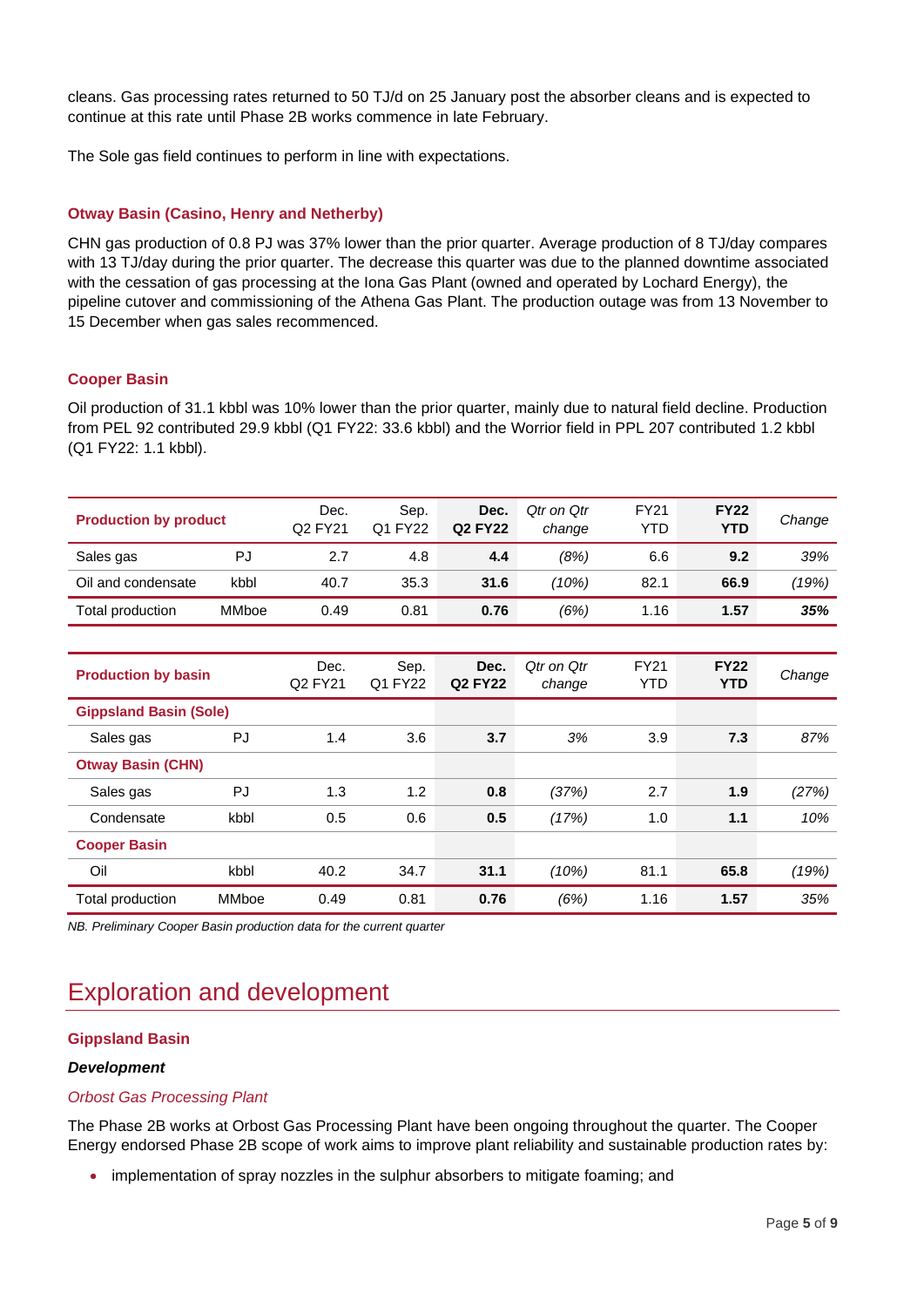cleans. Gas processing rates returned to 50 TJ/d on 25 January post the absorber cleans and is expected to continue at this rate until Phase 2B works commence in late February.

The Sole gas field continues to perform in line with expectations.

### Otway Basin (Casino, Henry and Netherby)

CHN gas production of 0.8 PJ was 37% lower than the prior quarter. Average production of 8 TJ/day compares with 13 TJ/day during the prior quarter. The decrease this quarter was due to the planned downtime associated with the cessation of gas processing at the Iona Gas Plant (owned and operated by Lochard Energy), the pipeline cutover and commissioning of the Athena Gas Plant. The production outage was from 13 November to 15 December when gas sales recommenced.

### Cooper Basin

Oil production of 31.1 kbbl was 10% lower than the prior quarter, mainly due to natural field decline. Production from PEL 92 contributed 29.9 kbbl (Q1 FY22: 33.6 kbbl) and the Worrior field in PPL 207 contributed 1.2 kbbl (Q1 FY22: 1.1 kbbl).

| Production by product | | Dec. Q2 FY21 | Sep. Q1 FY22 | **Dec. Q2 FY22** | *Qtr on Qtr change* | FY21 YTD | **FY22 YTD** | *Change* |
|---|---|---|---|---|---|---|---|---|
| Sales gas | PJ | 2.7 | 4.8 | **4.4** | *(8%)* | 6.6 | **9.2** | *39%* |
| Oil and condensate | kbbl | 40.7 | 35.3 | **31.6** | *(10%)* | 82.1 | **66.9** | *(19%)* |
| Total production | MMboe | 0.49 | 0.81 | **0.76** | *(6%)* | 1.16 | **1.57** | ***35%*** |

| Production by basin | | Dec. Q2 FY21 | Sep. Q1 FY22 | **Dec. Q2 FY22** | *Qtr on Qtr change* | FY21 YTD | **FY22 YTD** | *Change* |
|---|---|---|---|---|---|---|---|---|
| **Gippsland Basin (Sole)** | | | | | | | | |
| Sales gas | PJ | 1.4 | 3.6 | **3.7** | *3%* | 3.9 | **7.3** | *87%* |
| **Otway Basin (CHN)** | | | | | | | | |
| Sales gas | PJ | 1.3 | 1.2 | **0.8** | *(37%)* | 2.7 | **1.9** | *(27%)* |
| Condensate | kbbl | 0.5 | 0.6 | **0.5** | *(17%)* | 1.0 | **1.1** | *10%* |
| **Cooper Basin** | | | | | | | | |
| Oil | kbbl | 40.2 | 34.7 | **31.1** | *(10%)* | 81.1 | **65.8** | *(19%)* |
| Total production | MMboe | 0.49 | 0.81 | **0.76** | *(6%)* | 1.16 | **1.57** | *35%* |

*NB. Preliminary Cooper Basin production data for the current quarter*

## Exploration and development

### Gippsland Basin

***Development***

*Orbost Gas Processing Plant*

The Phase 2B works at Orbost Gas Processing Plant have been ongoing throughout the quarter. The Cooper Energy endorsed Phase 2B scope of work aims to improve plant reliability and sustainable production rates by:

- implementation of spray nozzles in the sulphur absorbers to mitigate foaming; and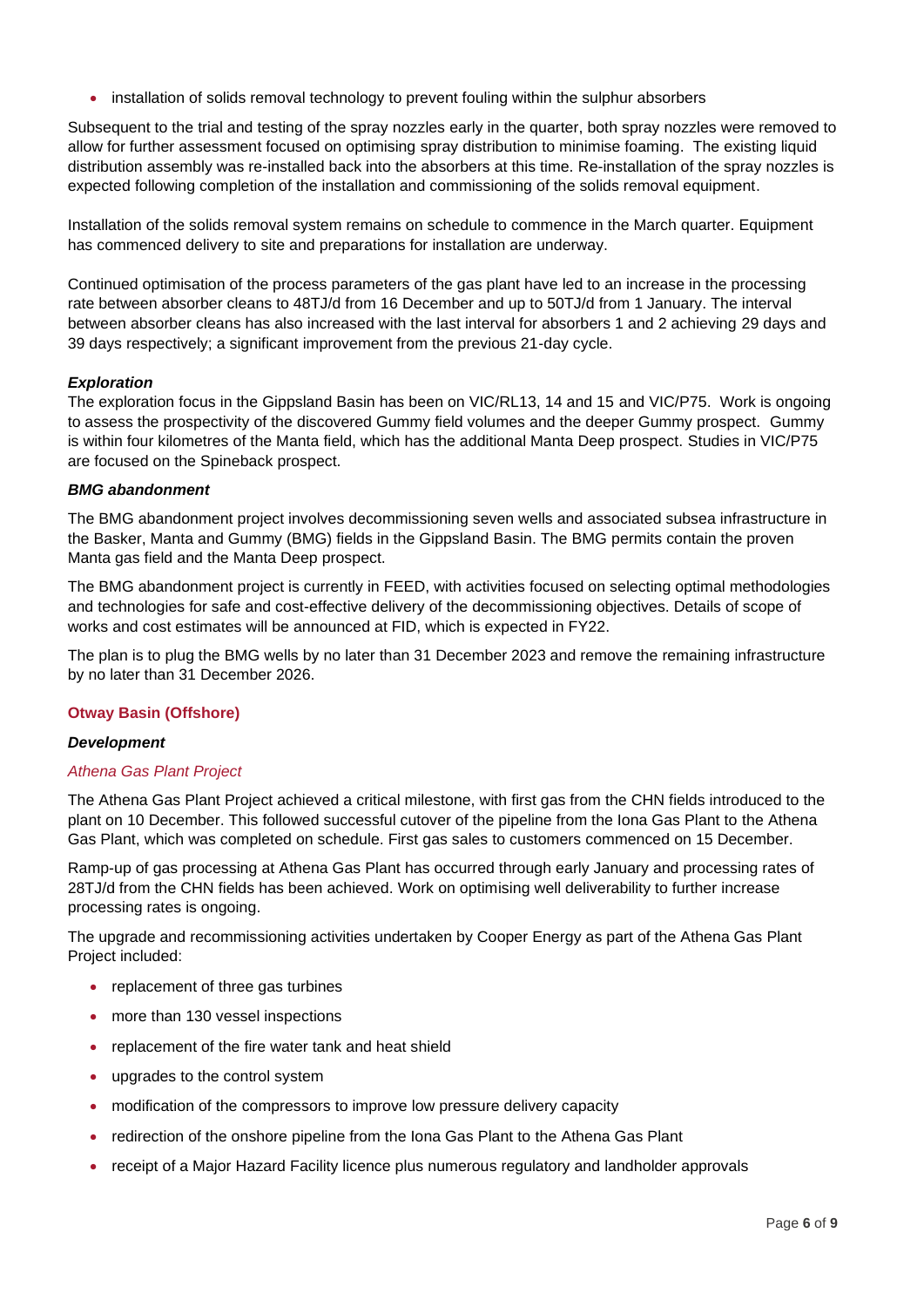- installation of solids removal technology to prevent fouling within the sulphur absorbers

Subsequent to the trial and testing of the spray nozzles early in the quarter, both spray nozzles were removed to allow for further assessment focused on optimising spray distribution to minimise foaming. The existing liquid distribution assembly was re-installed back into the absorbers at this time. Re-installation of the spray nozzles is expected following completion of the installation and commissioning of the solids removal equipment.

Installation of the solids removal system remains on schedule to commence in the March quarter. Equipment has commenced delivery to site and preparations for installation are underway.

Continued optimisation of the process parameters of the gas plant have led to an increase in the processing rate between absorber cleans to 48TJ/d from 16 December and up to 50TJ/d from 1 January. The interval between absorber cleans has also increased with the last interval for absorbers 1 and 2 achieving 29 days and 39 days respectively; a significant improvement from the previous 21-day cycle.

#### *Exploration*

The exploration focus in the Gippsland Basin has been on VIC/RL13, 14 and 15 and VIC/P75. Work is ongoing to assess the prospectivity of the discovered Gummy field volumes and the deeper Gummy prospect. Gummy is within four kilometres of the Manta field, which has the additional Manta Deep prospect. Studies in VIC/P75 are focused on the Spineback prospect.

#### *BMG abandonment*

The BMG abandonment project involves decommissioning seven wells and associated subsea infrastructure in the Basker, Manta and Gummy (BMG) fields in the Gippsland Basin. The BMG permits contain the proven Manta gas field and the Manta Deep prospect.

The BMG abandonment project is currently in FEED, with activities focused on selecting optimal methodologies and technologies for safe and cost-effective delivery of the decommissioning objectives. Details of scope of works and cost estimates will be announced at FID, which is expected in FY22.

The plan is to plug the BMG wells by no later than 31 December 2023 and remove the remaining infrastructure by no later than 31 December 2026.

### Otway Basin (Offshore)

#### *Development*

*Athena Gas Plant Project*

The Athena Gas Plant Project achieved a critical milestone, with first gas from the CHN fields introduced to the plant on 10 December. This followed successful cutover of the pipeline from the Iona Gas Plant to the Athena Gas Plant, which was completed on schedule. First gas sales to customers commenced on 15 December.

Ramp-up of gas processing at Athena Gas Plant has occurred through early January and processing rates of 28TJ/d from the CHN fields has been achieved. Work on optimising well deliverability to further increase processing rates is ongoing.

The upgrade and recommissioning activities undertaken by Cooper Energy as part of the Athena Gas Plant Project included:

- replacement of three gas turbines
- more than 130 vessel inspections
- replacement of the fire water tank and heat shield
- upgrades to the control system
- modification of the compressors to improve low pressure delivery capacity
- redirection of the onshore pipeline from the Iona Gas Plant to the Athena Gas Plant
- receipt of a Major Hazard Facility licence plus numerous regulatory and landholder approvals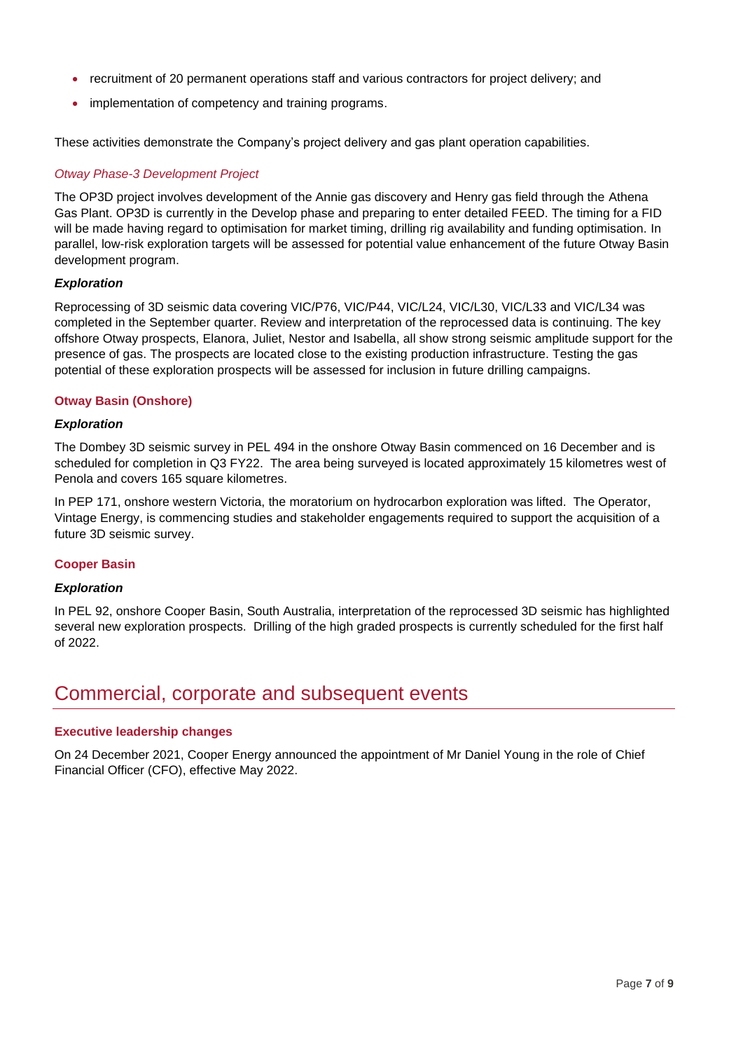- recruitment of 20 permanent operations staff and various contractors for project delivery; and
- implementation of competency and training programs.

These activities demonstrate the Company's project delivery and gas plant operation capabilities.

*Otway Phase-3 Development Project*

The OP3D project involves development of the Annie gas discovery and Henry gas field through the Athena Gas Plant. OP3D is currently in the Develop phase and preparing to enter detailed FEED. The timing for a FID will be made having regard to optimisation for market timing, drilling rig availability and funding optimisation. In parallel, low-risk exploration targets will be assessed for potential value enhancement of the future Otway Basin development program.

***Exploration***

Reprocessing of 3D seismic data covering VIC/P76, VIC/P44, VIC/L24, VIC/L30, VIC/L33 and VIC/L34 was completed in the September quarter. Review and interpretation of the reprocessed data is continuing. The key offshore Otway prospects, Elanora, Juliet, Nestor and Isabella, all show strong seismic amplitude support for the presence of gas. The prospects are located close to the existing production infrastructure. Testing the gas potential of these exploration prospects will be assessed for inclusion in future drilling campaigns.

### Otway Basin (Onshore)

***Exploration***

The Dombey 3D seismic survey in PEL 494 in the onshore Otway Basin commenced on 16 December and is scheduled for completion in Q3 FY22. The area being surveyed is located approximately 15 kilometres west of Penola and covers 165 square kilometres.

In PEP 171, onshore western Victoria, the moratorium on hydrocarbon exploration was lifted. The Operator, Vintage Energy, is commencing studies and stakeholder engagements required to support the acquisition of a future 3D seismic survey.

### Cooper Basin

***Exploration***

In PEL 92, onshore Cooper Basin, South Australia, interpretation of the reprocessed 3D seismic has highlighted several new exploration prospects. Drilling of the high graded prospects is currently scheduled for the first half of 2022.

## Commercial, corporate and subsequent events

### Executive leadership changes

On 24 December 2021, Cooper Energy announced the appointment of Mr Daniel Young in the role of Chief Financial Officer (CFO), effective May 2022.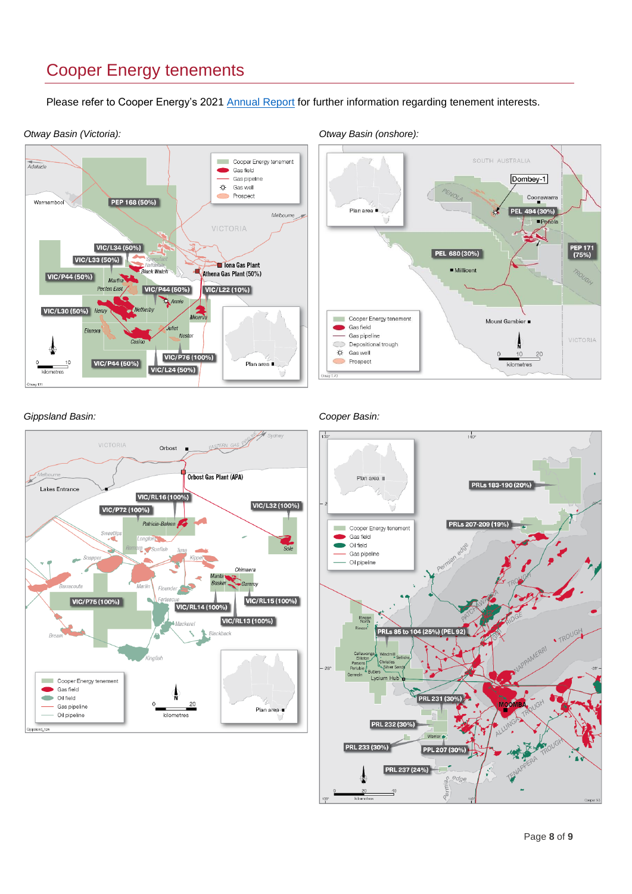# Cooper Energy tenements

Please refer to Cooper Energy's 2021 [Annual Report] for further information regarding tenement interests.

*Otway Basin (Victoria):*

*Otway Basin (onshore):*

*Gippsland Basin:*

*Cooper Basin:*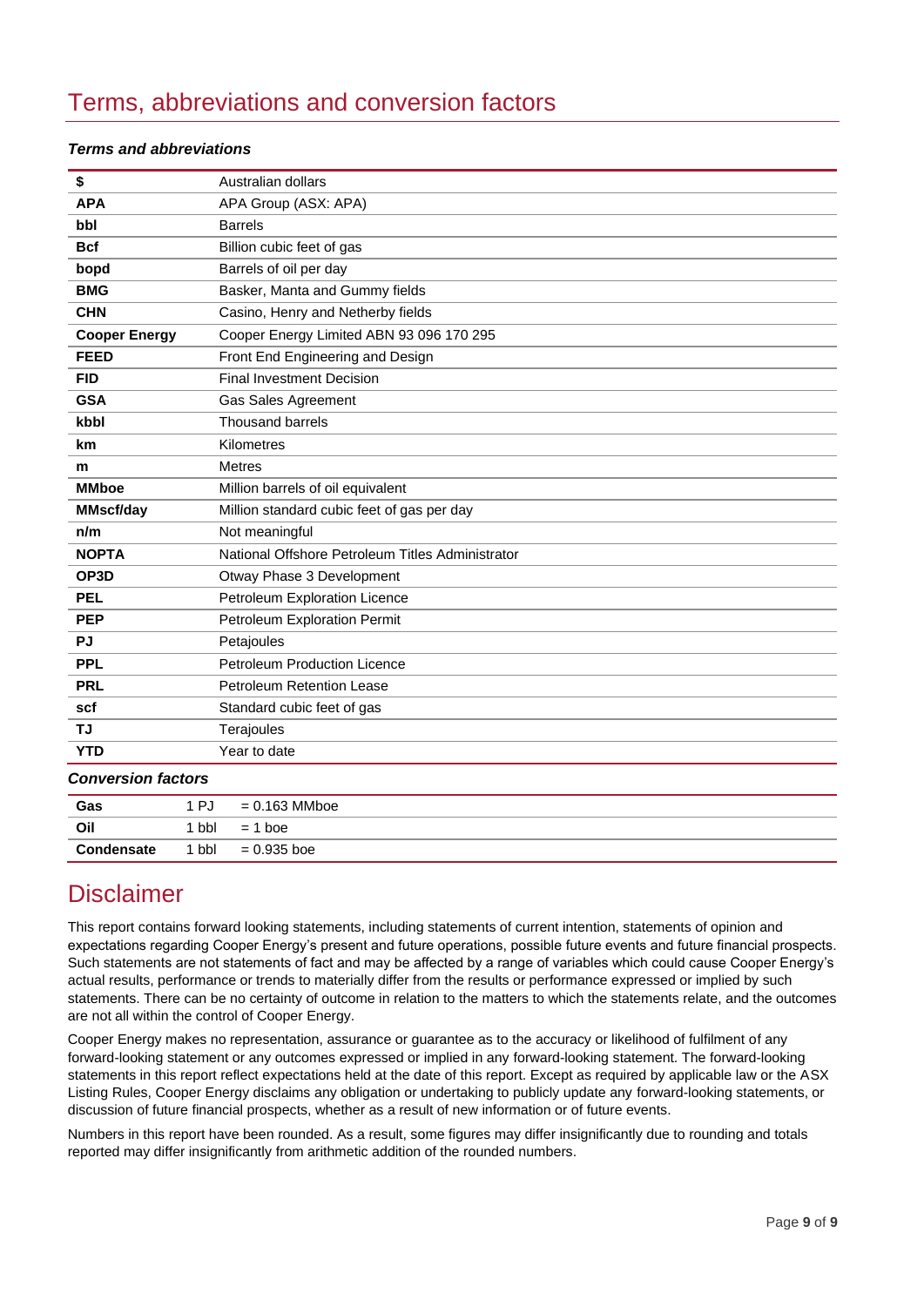# Terms, abbreviations and conversion factors

### *Terms and abbreviations*

| | |
|---|---|
| **$** | Australian dollars |
| **APA** | APA Group (ASX: APA) |
| **bbl** | Barrels |
| **Bcf** | Billion cubic feet of gas |
| **bopd** | Barrels of oil per day |
| **BMG** | Basker, Manta and Gummy fields |
| **CHN** | Casino, Henry and Netherby fields |
| **Cooper Energy** | Cooper Energy Limited ABN 93 096 170 295 |
| **FEED** | Front End Engineering and Design |
| **FID** | Final Investment Decision |
| **GSA** | Gas Sales Agreement |
| **kbbl** | Thousand barrels |
| **km** | Kilometres |
| **m** | Metres |
| **MMboe** | Million barrels of oil equivalent |
| **MMscf/day** | Million standard cubic feet of gas per day |
| **n/m** | Not meaningful |
| **NOPTA** | National Offshore Petroleum Titles Administrator |
| **OP3D** | Otway Phase 3 Development |
| **PEL** | Petroleum Exploration Licence |
| **PEP** | Petroleum Exploration Permit |
| **PJ** | Petajoules |
| **PPL** | Petroleum Production Licence |
| **PRL** | Petroleum Retention Lease |
| **scf** | Standard cubic feet of gas |
| **TJ** | Terajoules |
| **YTD** | Year to date |

### *Conversion factors*

| | | |
|---|---|---|
| **Gas** | 1 PJ | = 0.163 MMboe |
| **Oil** | 1 bbl | = 1 boe |
| **Condensate** | 1 bbl | = 0.935 boe |

# Disclaimer

This report contains forward looking statements, including statements of current intention, statements of opinion and expectations regarding Cooper Energy's present and future operations, possible future events and future financial prospects. Such statements are not statements of fact and may be affected by a range of variables which could cause Cooper Energy's actual results, performance or trends to materially differ from the results or performance expressed or implied by such statements. There can be no certainty of outcome in relation to the matters to which the statements relate, and the outcomes are not all within the control of Cooper Energy.

Cooper Energy makes no representation, assurance or guarantee as to the accuracy or likelihood of fulfilment of any forward-looking statement or any outcomes expressed or implied in any forward-looking statement. The forward-looking statements in this report reflect expectations held at the date of this report. Except as required by applicable law or the ASX Listing Rules, Cooper Energy disclaims any obligation or undertaking to publicly update any forward-looking statements, or discussion of future financial prospects, whether as a result of new information or of future events.

Numbers in this report have been rounded. As a result, some figures may differ insignificantly due to rounding and totals reported may differ insignificantly from arithmetic addition of the rounded numbers.